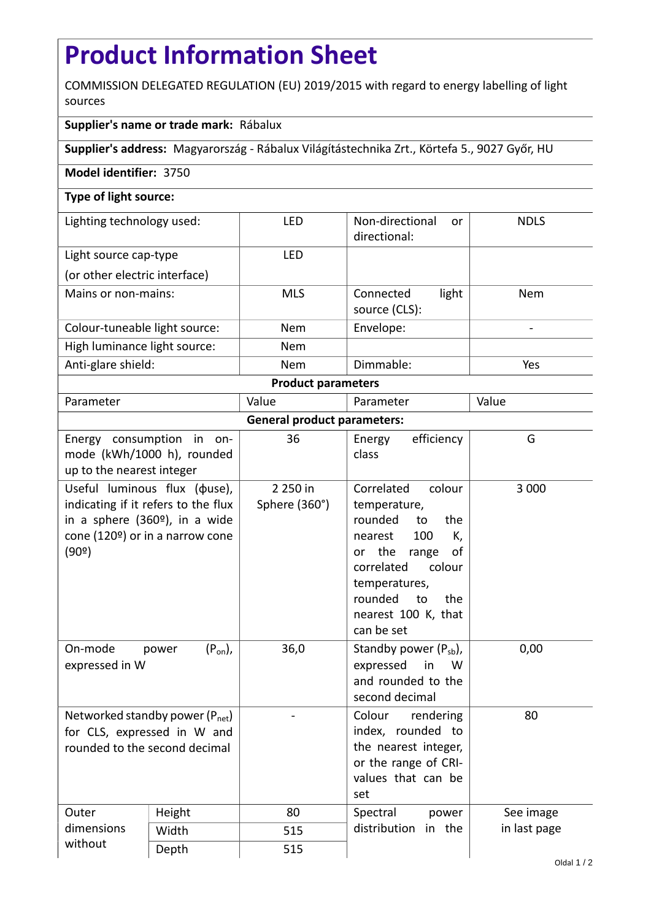# Product Information Sheet

COMMISSION DELEGATED REGULATION (EU) 2019/2015 with regard to energy labelling of light sources

**Supplier's name or trade mark:** Rábalux

**Supplier's address:** Magyarország - Rábalux Világítástechnika Zrt., Körtefa 5., 9027 Győr, HU

**Model identifier:** 3750

**Type of light source:**

| | | | | |
|---|---|---|---|---|
| Lighting technology used: | | LED | Non-directional or directional: | NDLS |
| Light source cap-type (or other electric interface) | | LED | | |
| Mains or non-mains: | | MLS | Connected light source (CLS): | Nem |
| Colour-tuneable light source: | | Nem | Envelope: | - |
| High luminance light source: | | Nem | | |
| Anti-glare shield: | | Nem | Dimmable: | Yes |
| **Product parameters** | | | | |
| Parameter | | Value | Parameter | Value |
| **General product parameters:** | | | | |
| Energy consumption in on-mode (kWh/1000 h), rounded up to the nearest integer | | 36 | Energy efficiency class | G |
| Useful luminous flux (ϕuse), indicating if it refers to the flux in a sphere (360º), in a wide cone (120º) or in a narrow cone (90º) | | 2 250 in Sphere (360°) | Correlated colour temperature, rounded to the nearest 100 K, or the range of correlated colour temperatures, rounded to the nearest 100 K, that can be set | 3 000 |
| On-mode power ($P_{on}$), expressed in W | | 36,0 | Standby power ($P_{sb}$), expressed in W and rounded to the second decimal | 0,00 |
| Networked standby power ($P_{net}$) for CLS, expressed in W and rounded to the second decimal | | - | Colour rendering index, rounded to the nearest integer, or the range of CRI-values that can be set | 80 |
| Outer dimensions without | Height | 80 | Spectral power distribution in the | See image in last page |
| | Width | 515 | | |
| | Depth | 515 | | |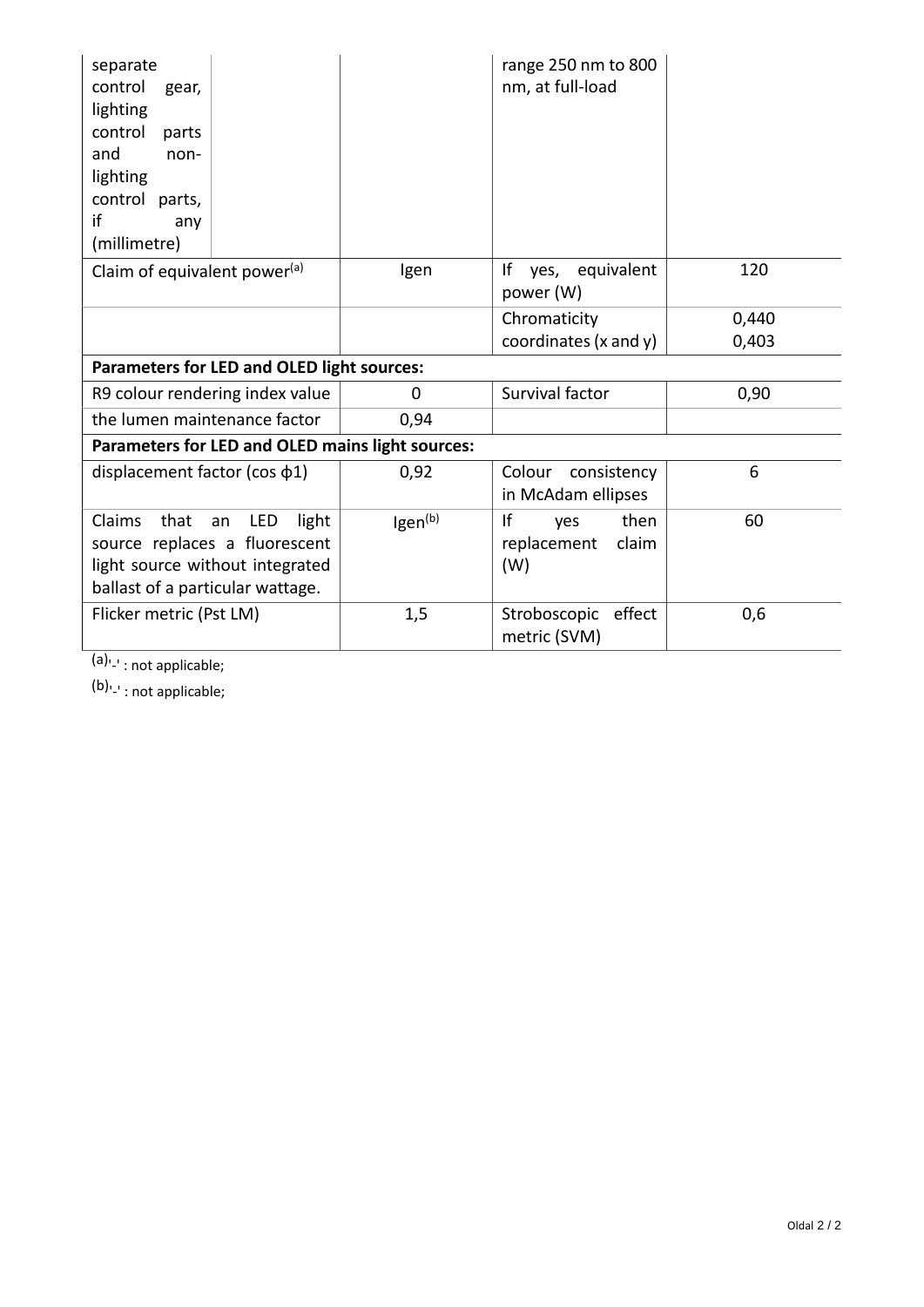| | | | |
|---|---|---|---|
| separate control gear, lighting control parts and non-lighting control parts, if any (millimetre) | | range 250 nm to 800 nm, at full-load | |
| Claim of equivalent power[(a)] | Igen | If yes, equivalent power (W) | 120 |
| | | Chromaticity coordinates (x and y) | 0,440<br>0,403 |
| **Parameters for LED and OLED light sources:** | | | |
| R9 colour rendering index value | 0 | Survival factor | 0,90 |
| the lumen maintenance factor | 0,94 | | |
| **Parameters for LED and OLED mains light sources:** | | | |
| displacement factor (cos ϕ1) | 0,92 | Colour consistency in McAdam ellipses | 6 |
| Claims that an LED light source replaces a fluorescent light source without integrated ballast of a particular wattage. | Igen[(b)] | If yes then replacement claim (W) | 60 |
| Flicker metric (Pst LM) | 1,5 | Stroboscopic effect metric (SVM) | 0,6 |

(a)'-' : not applicable;

(b)'-' : not applicable;